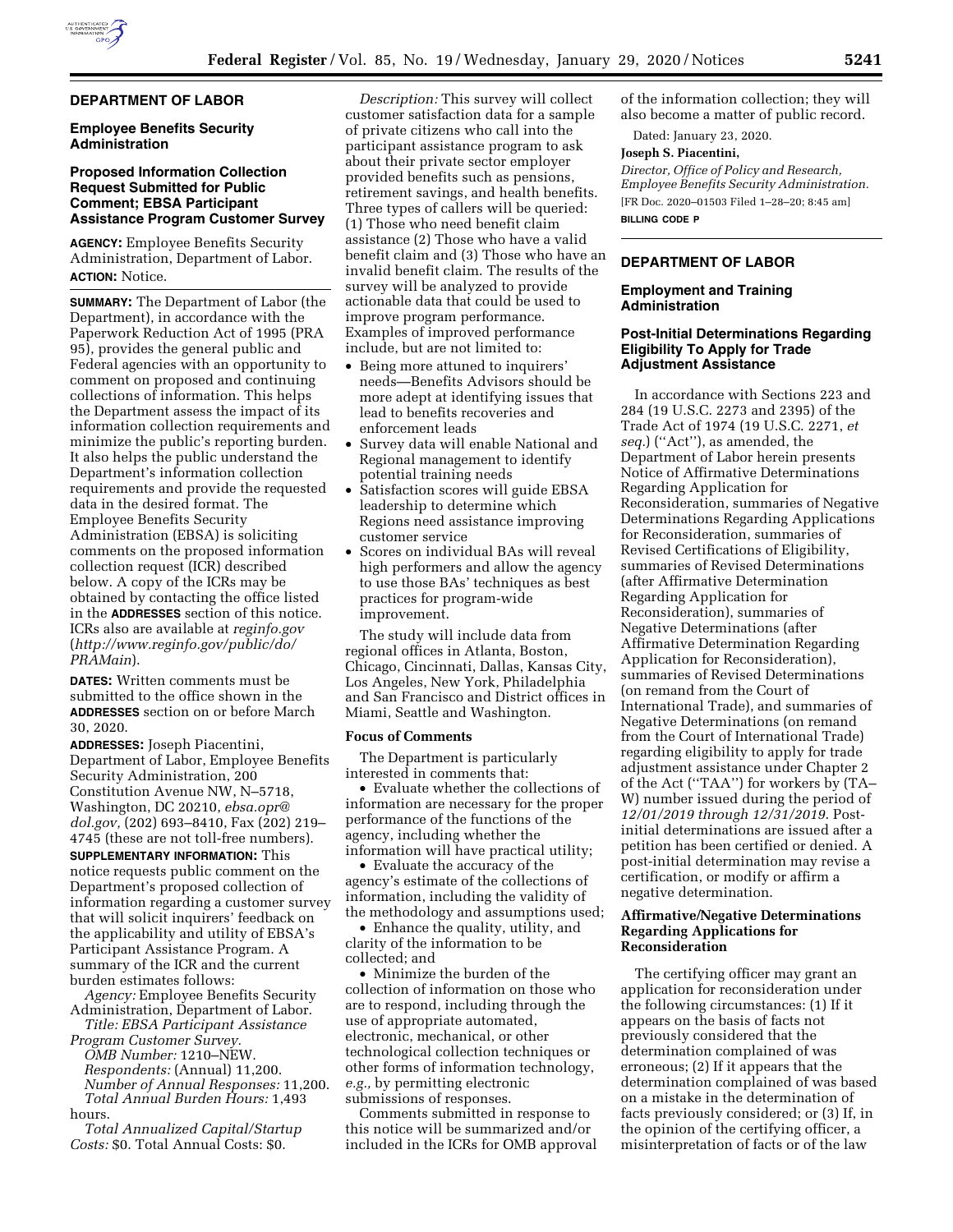## DEPARTMENT OF LABOR

### Employee Benefits Security Administration

### Proposed Information Collection Request Submitted for Public Comment; EBSA Participant Assistance Program Customer Survey

**AGENCY:** Employee Benefits Security Administration, Department of Labor.

**ACTION:** Notice.

**SUMMARY:** The Department of Labor (the Department), in accordance with the Paperwork Reduction Act of 1995 (PRA 95), provides the general public and Federal agencies with an opportunity to comment on proposed and continuing collections of information. This helps the Department assess the impact of its information collection requirements and minimize the public's reporting burden. It also helps the public understand the Department's information collection requirements and provide the requested data in the desired format. The Employee Benefits Security Administration (EBSA) is soliciting comments on the proposed information collection request (ICR) described below. A copy of the ICRs may be obtained by contacting the office listed in the **ADDRESSES** section of this notice. ICRs also are available at *reginfo.gov* (*http://www.reginfo.gov/public/do/PRAMain*).

**DATES:** Written comments must be submitted to the office shown in the **ADDRESSES** section on or before March 30, 2020.

**ADDRESSES:** Joseph Piacentini, Department of Labor, Employee Benefits Security Administration, 200 Constitution Avenue NW, N–5718, Washington, DC 20210, *ebsa.opr@dol.gov,* (202) 693–8410, Fax (202) 219–4745 (these are not toll-free numbers).

**SUPPLEMENTARY INFORMATION:** This notice requests public comment on the Department's proposed collection of information regarding a customer survey that will solicit inquirers' feedback on the applicability and utility of EBSA's Participant Assistance Program. A summary of the ICR and the current burden estimates follows:

*Agency:* Employee Benefits Security Administration, Department of Labor.

*Title: EBSA Participant Assistance Program Customer Survey.*

*OMB Number:* 1210–NEW.

*Respondents:* (Annual) 11,200.

*Number of Annual Responses:* 11,200.

*Total Annual Burden Hours:* 1,493 hours.

*Total Annualized Capital/Startup Costs:* $0. Total Annual Costs: $0.

*Description:* This survey will collect customer satisfaction data for a sample of private citizens who call into the participant assistance program to ask about their private sector employer provided benefits such as pensions, retirement savings, and health benefits. Three types of callers will be queried: (1) Those who need benefit claim assistance (2) Those who have a valid benefit claim and (3) Those who have an invalid benefit claim. The results of the survey will be analyzed to provide actionable data that could be used to improve program performance. Examples of improved performance include, but are not limited to:

- Being more attuned to inquirers' needs—Benefits Advisors should be more adept at identifying issues that lead to benefits recoveries and enforcement leads
- Survey data will enable National and Regional management to identify potential training needs
- Satisfaction scores will guide EBSA leadership to determine which Regions need assistance improving customer service
- Scores on individual BAs will reveal high performers and allow the agency to use those BAs' techniques as best practices for program-wide improvement.

The study will include data from regional offices in Atlanta, Boston, Chicago, Cincinnati, Dallas, Kansas City, Los Angeles, New York, Philadelphia and San Francisco and District offices in Miami, Seattle and Washington.

#### Focus of Comments

The Department is particularly interested in comments that:

- Evaluate whether the collections of information are necessary for the proper performance of the functions of the agency, including whether the information will have practical utility;
- Evaluate the accuracy of the agency's estimate of the collections of information, including the validity of the methodology and assumptions used;
- Enhance the quality, utility, and clarity of the information to be collected; and
- Minimize the burden of the collection of information on those who are to respond, including through the use of appropriate automated, electronic, mechanical, or other technological collection techniques or other forms of information technology, *e.g.,* by permitting electronic submissions of responses.

Comments submitted in response to this notice will be summarized and/or included in the ICRs for OMB approval of the information collection; they will also become a matter of public record.

Dated: January 23, 2020.

**Joseph S. Piacentini,**

*Director, Office of Policy and Research, Employee Benefits Security Administration.*

[FR Doc. 2020–01503 Filed 1–28–20; 8:45 am]

**BILLING CODE P**

## DEPARTMENT OF LABOR

### Employment and Training Administration

### Post-Initial Determinations Regarding Eligibility To Apply for Trade Adjustment Assistance

In accordance with Sections 223 and 284 (19 U.S.C. 2273 and 2395) of the Trade Act of 1974 (19 U.S.C. 2271, *et seq.*) (''Act''), as amended, the Department of Labor herein presents Notice of Affirmative Determinations Regarding Application for Reconsideration, summaries of Negative Determinations Regarding Applications for Reconsideration, summaries of Revised Certifications of Eligibility, summaries of Revised Determinations (after Affirmative Determination Regarding Application for Reconsideration), summaries of Negative Determinations (after Affirmative Determination Regarding Application for Reconsideration), summaries of Revised Determinations (on remand from the Court of International Trade), and summaries of Negative Determinations (on remand from the Court of International Trade) regarding eligibility to apply for trade adjustment assistance under Chapter 2 of the Act (''TAA'') for workers by (TA–W) number issued during the period of *12/01/2019 through 12/31/2019*. Post-initial determinations are issued after a petition has been certified or denied. A post-initial determination may revise a certification, or modify or affirm a negative determination.

#### Affirmative/Negative Determinations Regarding Applications for Reconsideration

The certifying officer may grant an application for reconsideration under the following circumstances: (1) If it appears on the basis of facts not previously considered that the determination complained of was erroneous; (2) If it appears that the determination complained of was based on a mistake in the determination of facts previously considered; or (3) If, in the opinion of the certifying officer, a misinterpretation of facts or of the law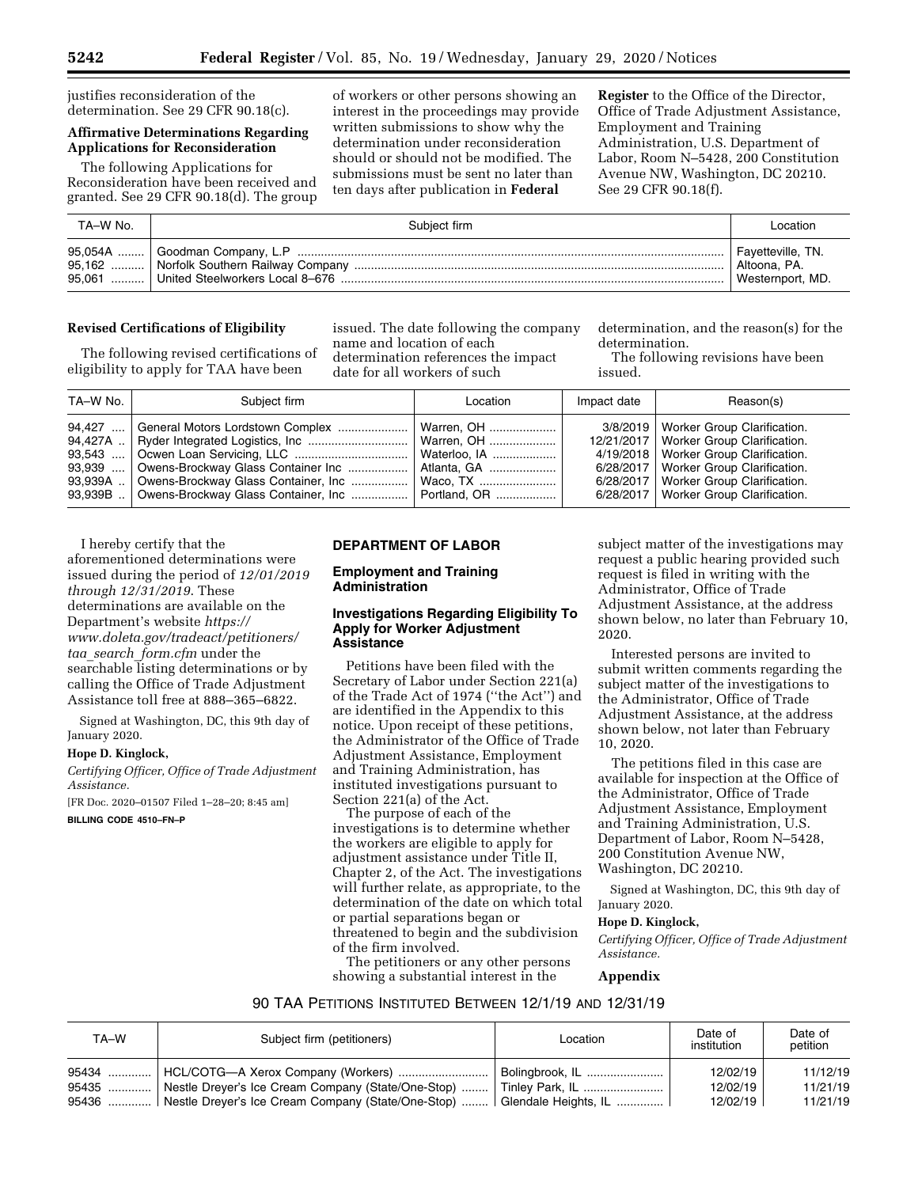justifies reconsideration of the determination. See 29 CFR 90.18(c).

**Affirmative Determinations Regarding Applications for Reconsideration**

The following Applications for Reconsideration have been received and granted. See 29 CFR 90.18(d). The group of workers or other persons showing an interest in the proceedings may provide written submissions to show why the determination under reconsideration should or should not be modified. The submissions must be sent no later than ten days after publication in **Federal Register** to the Office of the Director, Office of Trade Adjustment Assistance, Employment and Training Administration, U.S. Department of Labor, Room N–5428, 200 Constitution Avenue NW, Washington, DC 20210. See 29 CFR 90.18(f).

| TA–W No. | Subject firm | Location |
|---|---|---|
| 95,054A | Goodman Company, L.P | Fayetteville, TN. |
| 95,162 | Norfolk Southern Railway Company | Altoona, PA. |
| 95,061 | United Steelworkers Local 8–676 | Westernport, MD. |

**Revised Certifications of Eligibility**

The following revised certifications of eligibility to apply for TAA have been issued. The date following the company name and location of each determination references the impact date for all workers of such determination, and the reason(s) for the determination.

The following revisions have been issued.

| TA–W No. | Subject firm | Location | Impact date | Reason(s) |
|---|---|---|---|---|
| 94,427 | General Motors Lordstown Complex | Warren, OH | 3/8/2019 | Worker Group Clarification. |
| 94,427A | Ryder Integrated Logistics, Inc | Warren, OH | 12/21/2017 | Worker Group Clarification. |
| 93,543 | Ocwen Loan Servicing, LLC | Waterloo, IA | 4/19/2018 | Worker Group Clarification. |
| 93,939 | Owens-Brockway Glass Container Inc | Atlanta, GA | 6/28/2017 | Worker Group Clarification. |
| 93,939A | Owens-Brockway Glass Container, Inc | Waco, TX | 6/28/2017 | Worker Group Clarification. |
| 93,939B | Owens-Brockway Glass Container, Inc | Portland, OR | 6/28/2017 | Worker Group Clarification. |

I hereby certify that the aforementioned determinations were issued during the period of *12/01/2019 through 12/31/2019*. These determinations are available on the Department's website *https://www.doleta.gov/tradeact/petitioners/taa_search_form.cfm* under the searchable listing determinations or by calling the Office of Trade Adjustment Assistance toll free at 888–365–6822.

Signed at Washington, DC, this 9th day of January 2020.

**Hope D. Kinglock,**

*Certifying Officer, Office of Trade Adjustment Assistance.*

[FR Doc. 2020–01507 Filed 1–28–20; 8:45 am]

**BILLING CODE 4510–FN–P**

## DEPARTMENT OF LABOR

### Employment and Training Administration

### Investigations Regarding Eligibility To Apply for Worker Adjustment Assistance

Petitions have been filed with the Secretary of Labor under Section 221(a) of the Trade Act of 1974 (''the Act'') and are identified in the Appendix to this notice. Upon receipt of these petitions, the Administrator of the Office of Trade Adjustment Assistance, Employment and Training Administration, has instituted investigations pursuant to Section 221(a) of the Act.

The purpose of each of the investigations is to determine whether the workers are eligible to apply for adjustment assistance under Title II, Chapter 2, of the Act. The investigations will further relate, as appropriate, to the determination of the date on which total or partial separations began or threatened to begin and the subdivision of the firm involved.

The petitioners or any other persons showing a substantial interest in the subject matter of the investigations may request a public hearing provided such request is filed in writing with the Administrator, Office of Trade Adjustment Assistance, at the address shown below, no later than February 10, 2020.

Interested persons are invited to submit written comments regarding the subject matter of the investigations to the Administrator, Office of Trade Adjustment Assistance, at the address shown below, not later than February 10, 2020.

The petitions filed in this case are available for inspection at the Office of the Administrator, Office of Trade Adjustment Assistance, Employment and Training Administration, U.S. Department of Labor, Room N–5428, 200 Constitution Avenue NW, Washington, DC 20210.

Signed at Washington, DC, this 9th day of January 2020.

**Hope D. Kinglock,**

*Certifying Officer, Office of Trade Adjustment Assistance.*

**Appendix**

90 TAA PETITIONS INSTITUTED BETWEEN 12/1/19 AND 12/31/19

| TA–W | Subject firm (petitioners) | Location | Date of institution | Date of petition |
|---|---|---|---|---|
| 95434 | HCL/COTG—A Xerox Company (Workers) | Bolingbrook, IL | 12/02/19 | 11/12/19 |
| 95435 | Nestle Dreyer's Ice Cream Company (State/One-Stop) | Tinley Park, IL | 12/02/19 | 11/21/19 |
| 95436 | Nestle Dreyer's Ice Cream Company (State/One-Stop) | Glendale Heights, IL | 12/02/19 | 11/21/19 |